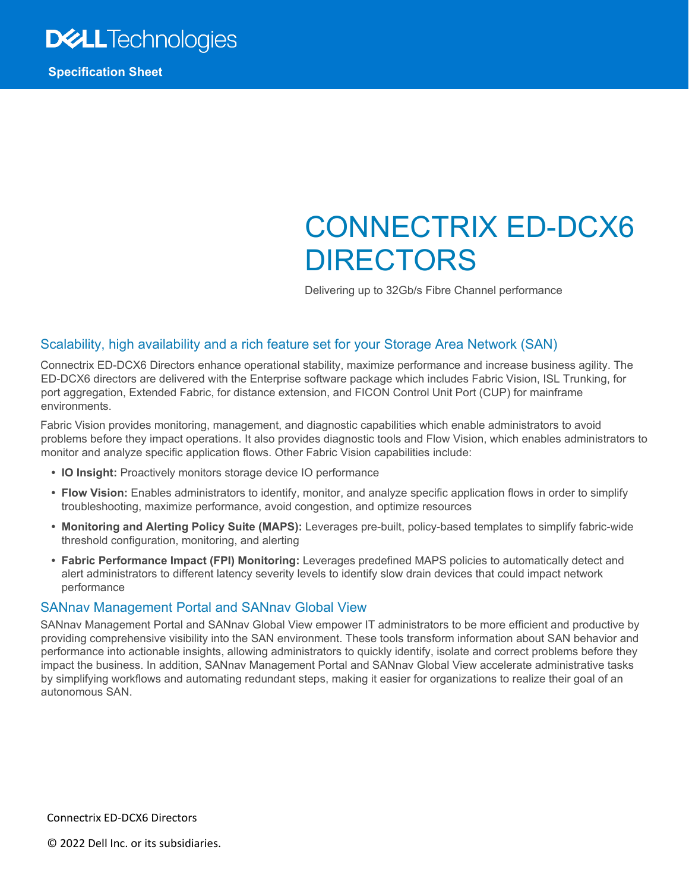Dell Technologies

**Specification Sheet**

# CONNECTRIX ED-DCX6 DIRECTORS

Delivering up to 32Gb/s Fibre Channel performance

## Scalability, high availability and a rich feature set for your Storage Area Network (SAN)

Connectrix ED-DCX6 Directors enhance operational stability, maximize performance and increase business agility. The ED-DCX6 directors are delivered with the Enterprise software package which includes Fabric Vision, ISL Trunking, for port aggregation, Extended Fabric, for distance extension, and FICON Control Unit Port (CUP) for mainframe environments.

Fabric Vision provides monitoring, management, and diagnostic capabilities which enable administrators to avoid problems before they impact operations. It also provides diagnostic tools and Flow Vision, which enables administrators to monitor and analyze specific application flows. Other Fabric Vision capabilities include:

- **IO Insight:** Proactively monitors storage device IO performance
- **Flow Vision:** Enables administrators to identify, monitor, and analyze specific application flows in order to simplify troubleshooting, maximize performance, avoid congestion, and optimize resources
- **Monitoring and Alerting Policy Suite (MAPS):** Leverages pre-built, policy-based templates to simplify fabric-wide threshold configuration, monitoring, and alerting
- **Fabric Performance Impact (FPI) Monitoring:** Leverages predefined MAPS policies to automatically detect and alert administrators to different latency severity levels to identify slow drain devices that could impact network performance

## SANnav Management Portal and SANnav Global View

SANnav Management Portal and SANnav Global View empower IT administrators to be more efficient and productive by providing comprehensive visibility into the SAN environment. These tools transform information about SAN behavior and performance into actionable insights, allowing administrators to quickly identify, isolate and correct problems before they impact the business. In addition, SANnav Management Portal and SANnav Global View accelerate administrative tasks by simplifying workflows and automating redundant steps, making it easier for organizations to realize their goal of an autonomous SAN.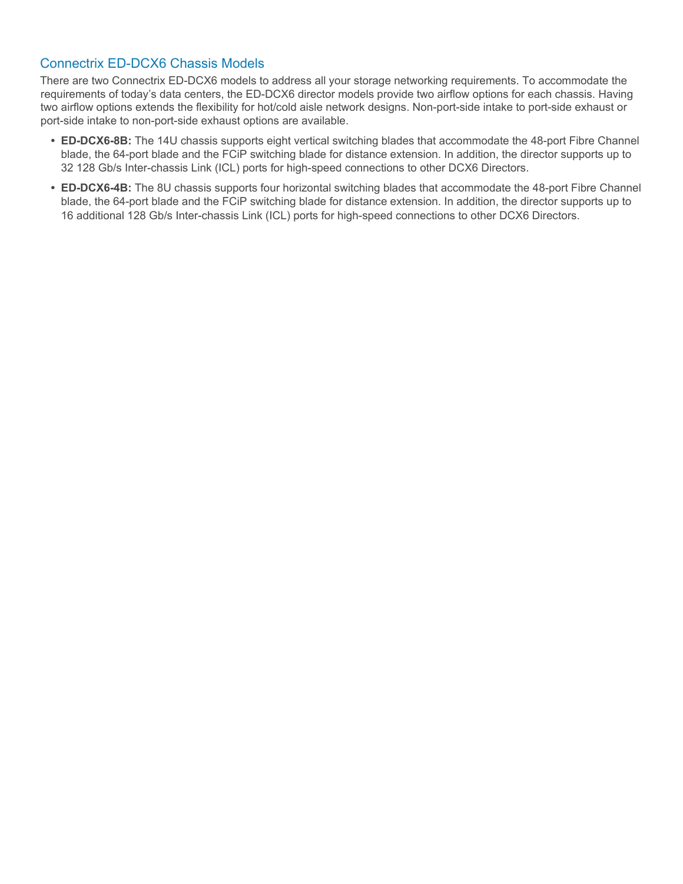## Connectrix ED-DCX6 Chassis Models

There are two Connectrix ED-DCX6 models to address all your storage networking requirements. To accommodate the requirements of today's data centers, the ED-DCX6 director models provide two airflow options for each chassis. Having two airflow options extends the flexibility for hot/cold aisle network designs. Non-port-side intake to port-side exhaust or port-side intake to non-port-side exhaust options are available.

- **ED-DCX6-8B:** The 14U chassis supports eight vertical switching blades that accommodate the 48-port Fibre Channel blade, the 64-port blade and the FCiP switching blade for distance extension. In addition, the director supports up to 32 128 Gb/s Inter-chassis Link (ICL) ports for high-speed connections to other DCX6 Directors.
- **ED-DCX6-4B:** The 8U chassis supports four horizontal switching blades that accommodate the 48-port Fibre Channel blade, the 64-port blade and the FCiP switching blade for distance extension. In addition, the director supports up to 16 additional 128 Gb/s Inter-chassis Link (ICL) ports for high-speed connections to other DCX6 Directors.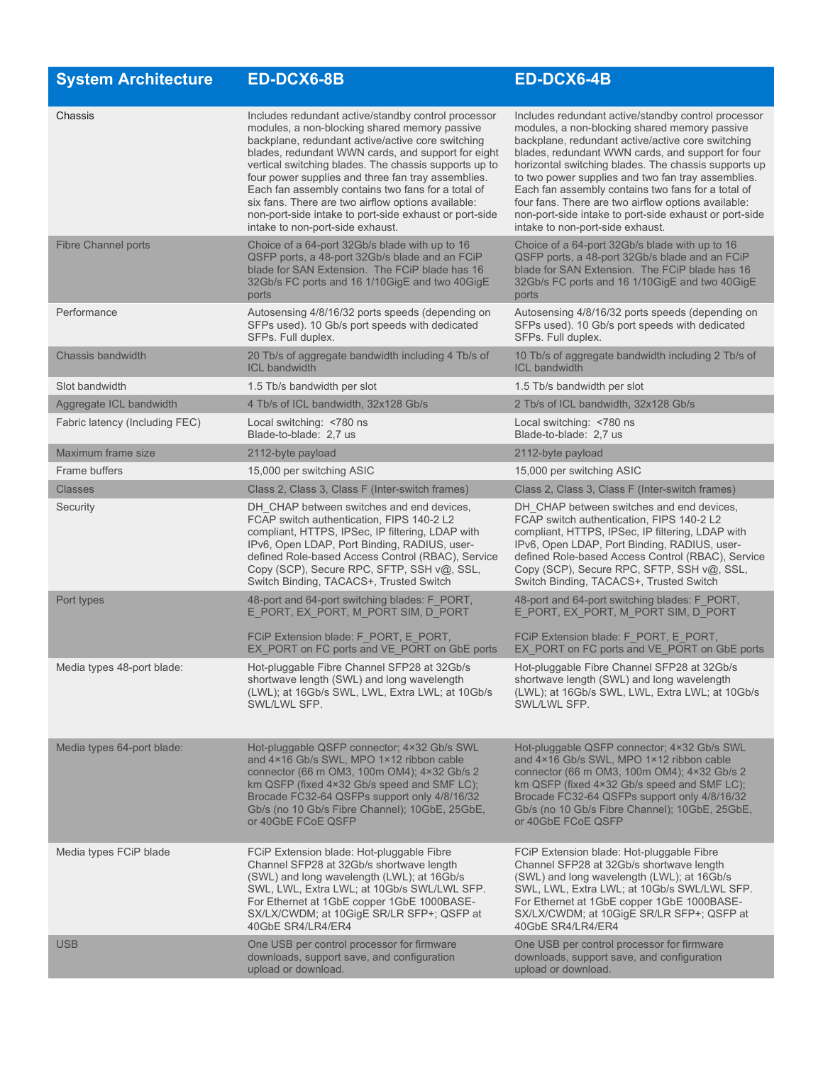| System Architecture | ED-DCX6-8B | ED-DCX6-4B |
|---|---|---|
| Chassis | Includes redundant active/standby control processor modules, a non-blocking shared memory passive backplane, redundant active/active core switching blades, redundant WWN cards, and support for eight vertical switching blades. The chassis supports up to four power supplies and three fan tray assemblies. Each fan assembly contains two fans for a total of six fans. There are two airflow options available: non-port-side intake to port-side exhaust or port-side intake to non-port-side exhaust. | Includes redundant active/standby control processor modules, a non-blocking shared memory passive backplane, redundant active/active core switching blades, redundant WWN cards, and support for four horizontal switching blades. The chassis supports up to two power supplies and two fan tray assemblies. Each fan assembly contains two fans for a total of four fans. There are two airflow options available: non-port-side intake to port-side exhaust or port-side intake to non-port-side exhaust. |
| Fibre Channel ports | Choice of a 64-port 32Gb/s blade with up to 16 QSFP ports, a 48-port 32Gb/s blade and an FCiP blade for SAN Extension. The FCiP blade has 16 32Gb/s FC ports and 16 1/10GigE and two 40GigE ports | Choice of a 64-port 32Gb/s blade with up to 16 QSFP ports, a 48-port 32Gb/s blade and an FCiP blade for SAN Extension. The FCiP blade has 16 32Gb/s FC ports and 16 1/10GigE and two 40GigE ports |
| Performance | Autosensing 4/8/16/32 ports speeds (depending on SFPs used). 10 Gb/s port speeds with dedicated SFPs. Full duplex. | Autosensing 4/8/16/32 ports speeds (depending on SFPs used). 10 Gb/s port speeds with dedicated SFPs. Full duplex. |
| Chassis bandwidth | 20 Tb/s of aggregate bandwidth including 4 Tb/s of ICL bandwidth | 10 Tb/s of aggregate bandwidth including 2 Tb/s of ICL bandwidth |
| Slot bandwidth | 1.5 Tb/s bandwidth per slot | 1.5 Tb/s bandwidth per slot |
| Aggregate ICL bandwidth | 4 Tb/s of ICL bandwidth, 32x128 Gb/s | 2 Tb/s of ICL bandwidth, 32x128 Gb/s |
| Fabric latency (Including FEC) | Local switching: <780 ns<br>Blade-to-blade: 2,7 us | Local switching: <780 ns<br>Blade-to-blade: 2,7 us |
| Maximum frame size | 2112-byte payload | 2112-byte payload |
| Frame buffers | 15,000 per switching ASIC | 15,000 per switching ASIC |
| Classes | Class 2, Class 3, Class F (Inter-switch frames) | Class 2, Class 3, Class F (Inter-switch frames) |
| Security | DH_CHAP between switches and end devices, FCAP switch authentication, FIPS 140-2 L2 compliant, HTTPS, IPSec, IP filtering, LDAP with IPv6, Open LDAP, Port Binding, RADIUS, user-defined Role-based Access Control (RBAC), Service Copy (SCP), Secure RPC, SFTP, SSH v@, SSL, Switch Binding, TACACS+, Trusted Switch | DH_CHAP between switches and end devices, FCAP switch authentication, FIPS 140-2 L2 compliant, HTTPS, IPSec, IP filtering, LDAP with IPv6, Open LDAP, Port Binding, RADIUS, user-defined Role-based Access Control (RBAC), Service Copy (SCP), Secure RPC, SFTP, SSH v@, SSL, Switch Binding, TACACS+, Trusted Switch |
| Port types | 48-port and 64-port switching blades: F_PORT, E_PORT, EX_PORT, M_PORT SIM, D_PORT<br><br>FCiP Extension blade: F_PORT, E_PORT, EX_PORT on FC ports and VE_PORT on GbE ports | 48-port and 64-port switching blades: F_PORT, E_PORT, EX_PORT, M_PORT SIM, D_PORT<br><br>FCiP Extension blade: F_PORT, E_PORT, EX_PORT on FC ports and VE_PORT on GbE ports |
| Media types 48-port blade: | Hot-pluggable Fibre Channel SFP28 at 32Gb/s shortwave length (SWL) and long wavelength (LWL); at 16Gb/s SWL, LWL, Extra LWL; at 10Gb/s SWL/LWL SFP. | Hot-pluggable Fibre Channel SFP28 at 32Gb/s shortwave length (SWL) and long wavelength (LWL); at 16Gb/s SWL, LWL, Extra LWL; at 10Gb/s SWL/LWL SFP. |
| Media types 64-port blade: | Hot-pluggable QSFP connector; 4×32 Gb/s SWL and 4×16 Gb/s SWL, MPO 1×12 ribbon cable connector (66 m OM3, 100m OM4); 4×32 Gb/s 2 km QSFP (fixed 4×32 Gb/s speed and SMF LC); Brocade FC32-64 QSFPs support only 4/8/16/32 Gb/s (no 10 Gb/s Fibre Channel); 10GbE, 25GbE, or 40GbE FCoE QSFP | Hot-pluggable QSFP connector; 4×32 Gb/s SWL and 4×16 Gb/s SWL, MPO 1×12 ribbon cable connector (66 m OM3, 100m OM4); 4×32 Gb/s 2 km QSFP (fixed 4×32 Gb/s speed and SMF LC); Brocade FC32-64 QSFPs support only 4/8/16/32 Gb/s (no 10 Gb/s Fibre Channel); 10GbE, 25GbE, or 40GbE FCoE QSFP |
| Media types FCiP blade | FCiP Extension blade: Hot-pluggable Fibre Channel SFP28 at 32Gb/s shortwave length (SWL) and long wavelength (LWL); at 16Gb/s SWL, LWL, Extra LWL; at 10Gb/s SWL/LWL SFP. For Ethernet at 1GbE copper 1GbE 1000BASE-SX/LX/CWDM; at 10GigE SR/LR SFP+; QSFP at 40GbE SR4/LR4/ER4 | FCiP Extension blade: Hot-pluggable Fibre Channel SFP28 at 32Gb/s shortwave length (SWL) and long wavelength (LWL); at 16Gb/s SWL, LWL, Extra LWL; at 10Gb/s SWL/LWL SFP. For Ethernet at 1GbE copper 1GbE 1000BASE-SX/LX/CWDM; at 10GigE SR/LR SFP+; QSFP at 40GbE SR4/LR4/ER4 |
| USB | One USB per control processor for firmware downloads, support save, and configuration upload or download. | One USB per control processor for firmware downloads, support save, and configuration upload or download. |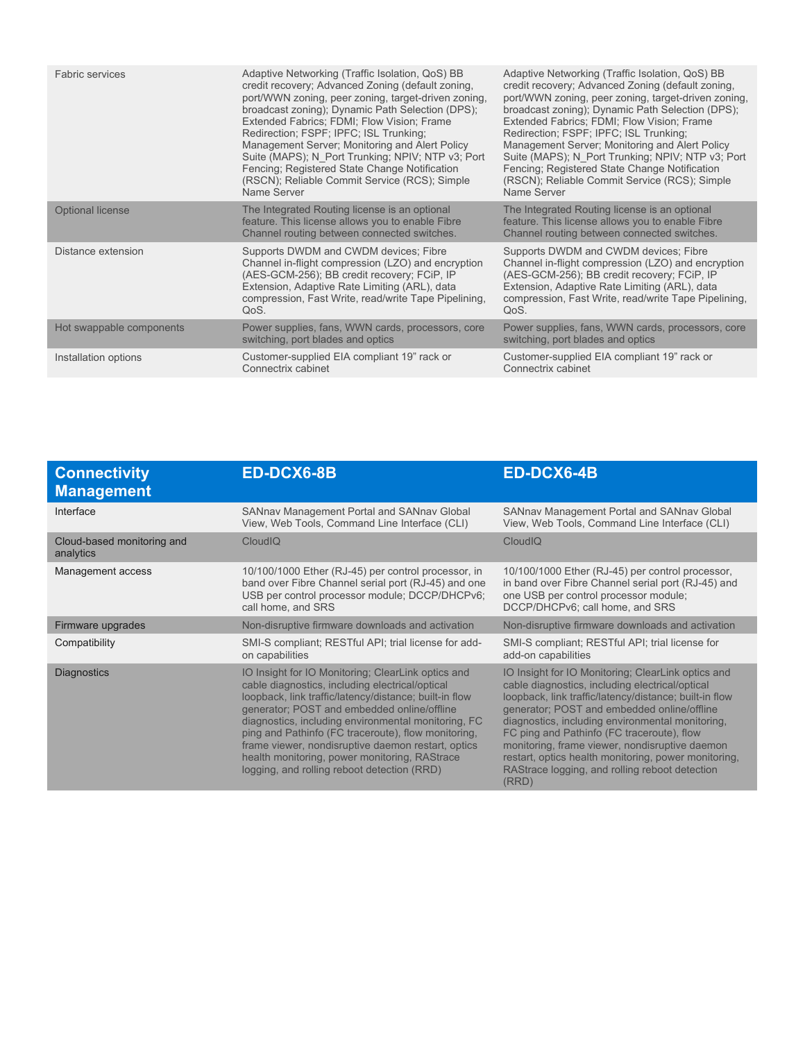| | | |
|---|---|---|
| Fabric services | Adaptive Networking (Traffic Isolation, QoS) BB credit recovery; Advanced Zoning (default zoning, port/WWN zoning, peer zoning, target-driven zoning, broadcast zoning); Dynamic Path Selection (DPS); Extended Fabrics; FDMI; Flow Vision; Frame Redirection; FSPF; IPFC; ISL Trunking; Management Server; Monitoring and Alert Policy Suite (MAPS); N_Port Trunking; NPIV; NTP v3; Port Fencing; Registered State Change Notification (RSCN); Reliable Commit Service (RCS); Simple Name Server | Adaptive Networking (Traffic Isolation, QoS) BB credit recovery; Advanced Zoning (default zoning, port/WWN zoning, peer zoning, target-driven zoning, broadcast zoning); Dynamic Path Selection (DPS); Extended Fabrics; FDMI; Flow Vision; Frame Redirection; FSPF; IPFC; ISL Trunking; Management Server; Monitoring and Alert Policy Suite (MAPS); N_Port Trunking; NPIV; NTP v3; Port Fencing; Registered State Change Notification (RSCN); Reliable Commit Service (RCS); Simple Name Server |
| Optional license | The Integrated Routing license is an optional feature. This license allows you to enable Fibre Channel routing between connected switches. | The Integrated Routing license is an optional feature. This license allows you to enable Fibre Channel routing between connected switches. |
| Distance extension | Supports DWDM and CWDM devices; Fibre Channel in-flight compression (LZO) and encryption (AES-GCM-256); BB credit recovery; FCiP, IP Extension, Adaptive Rate Limiting (ARL), data compression, Fast Write, read/write Tape Pipelining, QoS. | Supports DWDM and CWDM devices; Fibre Channel in-flight compression (LZO) and encryption (AES-GCM-256); BB credit recovery; FCiP, IP Extension, Adaptive Rate Limiting (ARL), data compression, Fast Write, read/write Tape Pipelining, QoS. |
| Hot swappable components | Power supplies, fans, WWN cards, processors, core switching, port blades and optics | Power supplies, fans, WWN cards, processors, core switching, port blades and optics |
| Installation options | Customer-supplied EIA compliant 19" rack or Connectrix cabinet | Customer-supplied EIA compliant 19" rack or Connectrix cabinet |

| Connectivity Management | ED-DCX6-8B | ED-DCX6-4B |
|---|---|---|
| Interface | SANnav Management Portal and SANnav Global View, Web Tools, Command Line Interface (CLI) | SANnav Management Portal and SANnav Global View, Web Tools, Command Line Interface (CLI) |
| Cloud-based monitoring and analytics | CloudIQ | CloudIQ |
| Management access | 10/100/1000 Ether (RJ-45) per control processor, in band over Fibre Channel serial port (RJ-45) and one USB per control processor module; DCCP/DHCPv6; call home, and SRS | 10/100/1000 Ether (RJ-45) per control processor, in band over Fibre Channel serial port (RJ-45) and one USB per control processor module; DCCP/DHCPv6; call home, and SRS |
| Firmware upgrades | Non-disruptive firmware downloads and activation | Non-disruptive firmware downloads and activation |
| Compatibility | SMI-S compliant; RESTful API; trial license for add-on capabilities | SMI-S compliant; RESTful API; trial license for add-on capabilities |
| Diagnostics | IO Insight for IO Monitoring; ClearLink optics and cable diagnostics, including electrical/optical loopback, link traffic/latency/distance; built-in flow generator; POST and embedded online/offline diagnostics, including environmental monitoring, FC ping and Pathinfo (FC traceroute), flow monitoring, frame viewer, nondisruptive daemon restart, optics health monitoring, power monitoring, RAStrace logging, and rolling reboot detection (RRD) | IO Insight for IO Monitoring; ClearLink optics and cable diagnostics, including electrical/optical loopback, link traffic/latency/distance; built-in flow generator; POST and embedded online/offline diagnostics, including environmental monitoring, FC ping and Pathinfo (FC traceroute), flow monitoring, frame viewer, nondisruptive daemon restart, optics health monitoring, power monitoring, RAStrace logging, and rolling reboot detection (RRD) |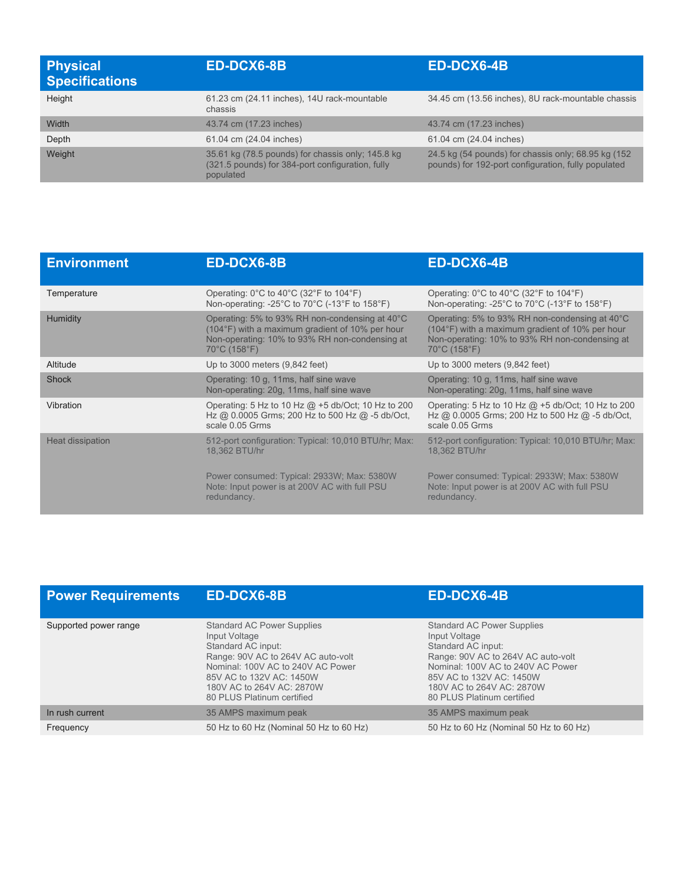| Physical Specifications | ED-DCX6-8B | ED-DCX6-4B |
| --- | --- | --- |
| Height | 61.23 cm (24.11 inches), 14U rack-mountable chassis | 34.45 cm (13.56 inches), 8U rack-mountable chassis |
| Width | 43.74 cm (17.23 inches) | 43.74 cm (17.23 inches) |
| Depth | 61.04 cm (24.04 inches) | 61.04 cm (24.04 inches) |
| Weight | 35.61 kg (78.5 pounds) for chassis only; 145.8 kg (321.5 pounds) for 384-port configuration, fully populated | 24.5 kg (54 pounds) for chassis only; 68.95 kg (152 pounds) for 192-port configuration, fully populated |

| Environment | ED-DCX6-8B | ED-DCX6-4B |
| --- | --- | --- |
| Temperature | Operating: 0°C to 40°C (32°F to 104°F)<br>Non-operating: -25°C to 70°C (-13°F to 158°F) | Operating: 0°C to 40°C (32°F to 104°F)<br>Non-operating: -25°C to 70°C (-13°F to 158°F) |
| Humidity | Operating: 5% to 93% RH non-condensing at 40°C (104°F) with a maximum gradient of 10% per hour<br>Non-operating: 10% to 93% RH non-condensing at 70°C (158°F) | Operating: 5% to 93% RH non-condensing at 40°C (104°F) with a maximum gradient of 10% per hour<br>Non-operating: 10% to 93% RH non-condensing at 70°C (158°F) |
| Altitude | Up to 3000 meters (9,842 feet) | Up to 3000 meters (9,842 feet) |
| Shock | Operating: 10 g, 11ms, half sine wave<br>Non-operating: 20g, 11ms, half sine wave | Operating: 10 g, 11ms, half sine wave<br>Non-operating: 20g, 11ms, half sine wave |
| Vibration | Operating: 5 Hz to 10 Hz @ +5 db/Oct; 10 Hz to 200 Hz @ 0.0005 Grms; 200 Hz to 500 Hz @ -5 db/Oct, scale 0.05 Grms | Operating: 5 Hz to 10 Hz @ +5 db/Oct; 10 Hz to 200 Hz @ 0.0005 Grms; 200 Hz to 500 Hz @ -5 db/Oct, scale 0.05 Grms |
| Heat dissipation | 512-port configuration: Typical: 10,010 BTU/hr; Max: 18,362 BTU/hr<br><br>Power consumed: Typical: 2933W; Max: 5380W<br>Note: Input power is at 200V AC with full PSU redundancy. | 512-port configuration: Typical: 10,010 BTU/hr; Max: 18,362 BTU/hr<br><br>Power consumed: Typical: 2933W; Max: 5380W<br>Note: Input power is at 200V AC with full PSU redundancy. |

| Power Requirements | ED-DCX6-8B | ED-DCX6-4B |
| --- | --- | --- |
| Supported power range | Standard AC Power Supplies<br>Input Voltage<br>Standard AC input:<br>Range: 90V AC to 264V AC auto-volt<br>Nominal: 100V AC to 240V AC Power<br>85V AC to 132V AC: 1450W<br>180V AC to 264V AC: 2870W<br>80 PLUS Platinum certified | Standard AC Power Supplies<br>Input Voltage<br>Standard AC input:<br>Range: 90V AC to 264V AC auto-volt<br>Nominal: 100V AC to 240V AC Power<br>85V AC to 132V AC: 1450W<br>180V AC to 264V AC: 2870W<br>80 PLUS Platinum certified |
| In rush current | 35 AMPS maximum peak | 35 AMPS maximum peak |
| Frequency | 50 Hz to 60 Hz (Nominal 50 Hz to 60 Hz) | 50 Hz to 60 Hz (Nominal 50 Hz to 60 Hz) |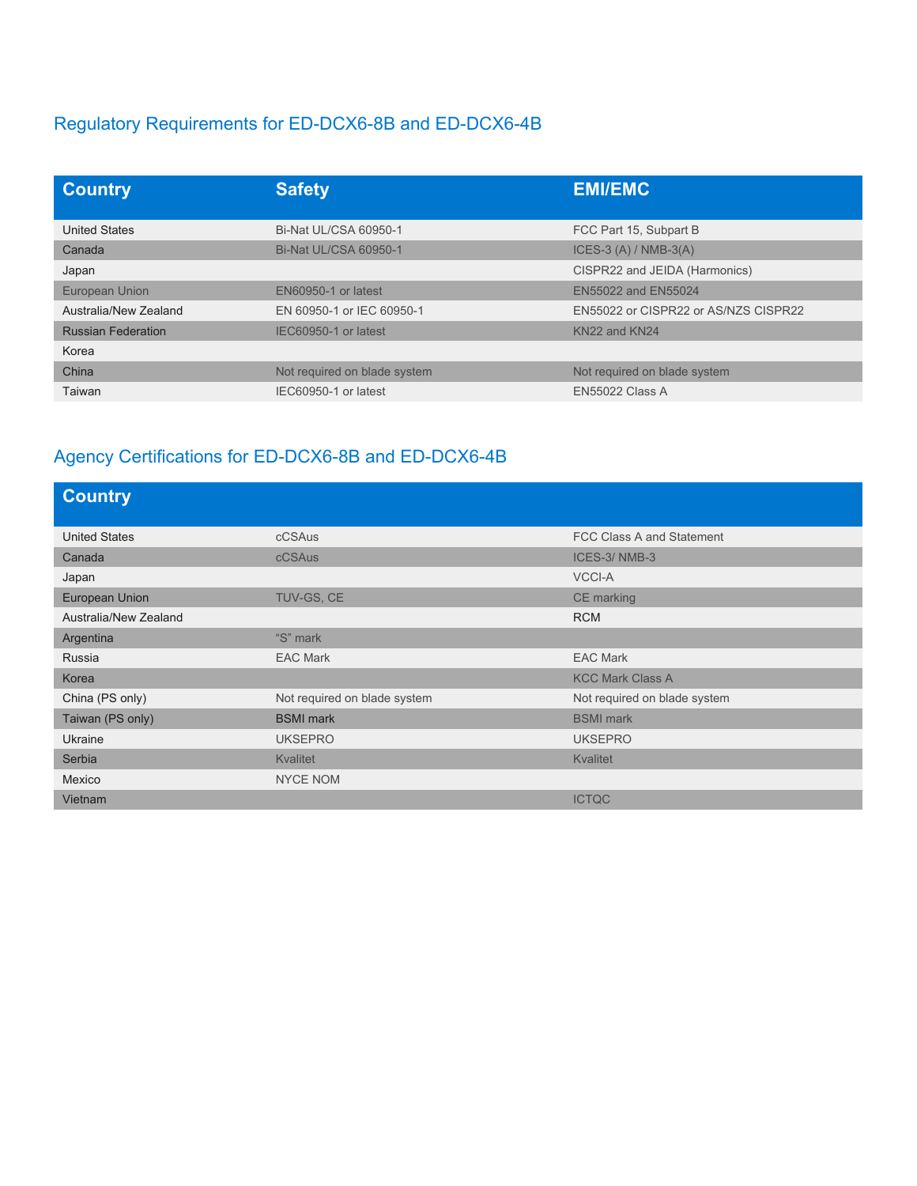## Regulatory Requirements for ED-DCX6-8B and ED-DCX6-4B

| Country | Safety | EMI/EMC |
|---|---|---|
| United States | Bi-Nat UL/CSA 60950-1 | FCC Part 15, Subpart B |
| Canada | Bi-Nat UL/CSA 60950-1 | ICES-3 (A) / NMB-3(A) |
| Japan | | CISPR22 and JEIDA (Harmonics) |
| European Union | EN60950-1 or latest | EN55022 and EN55024 |
| Australia/New Zealand | EN 60950-1 or IEC 60950-1 | EN55022 or CISPR22 or AS/NZS CISPR22 |
| Russian Federation | IEC60950-1 or latest | KN22 and KN24 |
| Korea | | |
| China | Not required on blade system | Not required on blade system |
| Taiwan | IEC60950-1 or latest | EN55022 Class A |

## Agency Certifications for ED-DCX6-8B and ED-DCX6-4B

| Country | | |
|---|---|---|
| United States | cCSAus | FCC Class A and Statement |
| Canada | cCSAus | ICES-3/ NMB-3 |
| Japan | | VCCI-A |
| European Union | TUV-GS, CE | CE marking |
| Australia/New Zealand | | RCM |
| Argentina | "S" mark | |
| Russia | EAC Mark | EAC Mark |
| Korea | | KCC Mark Class A |
| China (PS only) | Not required on blade system | Not required on blade system |
| Taiwan (PS only) | BSMI mark | BSMI mark |
| Ukraine | UKSEPRO | UKSEPRO |
| Serbia | Kvalitet | Kvalitet |
| Mexico | NYCE NOM | |
| Vietnam | | ICTQC |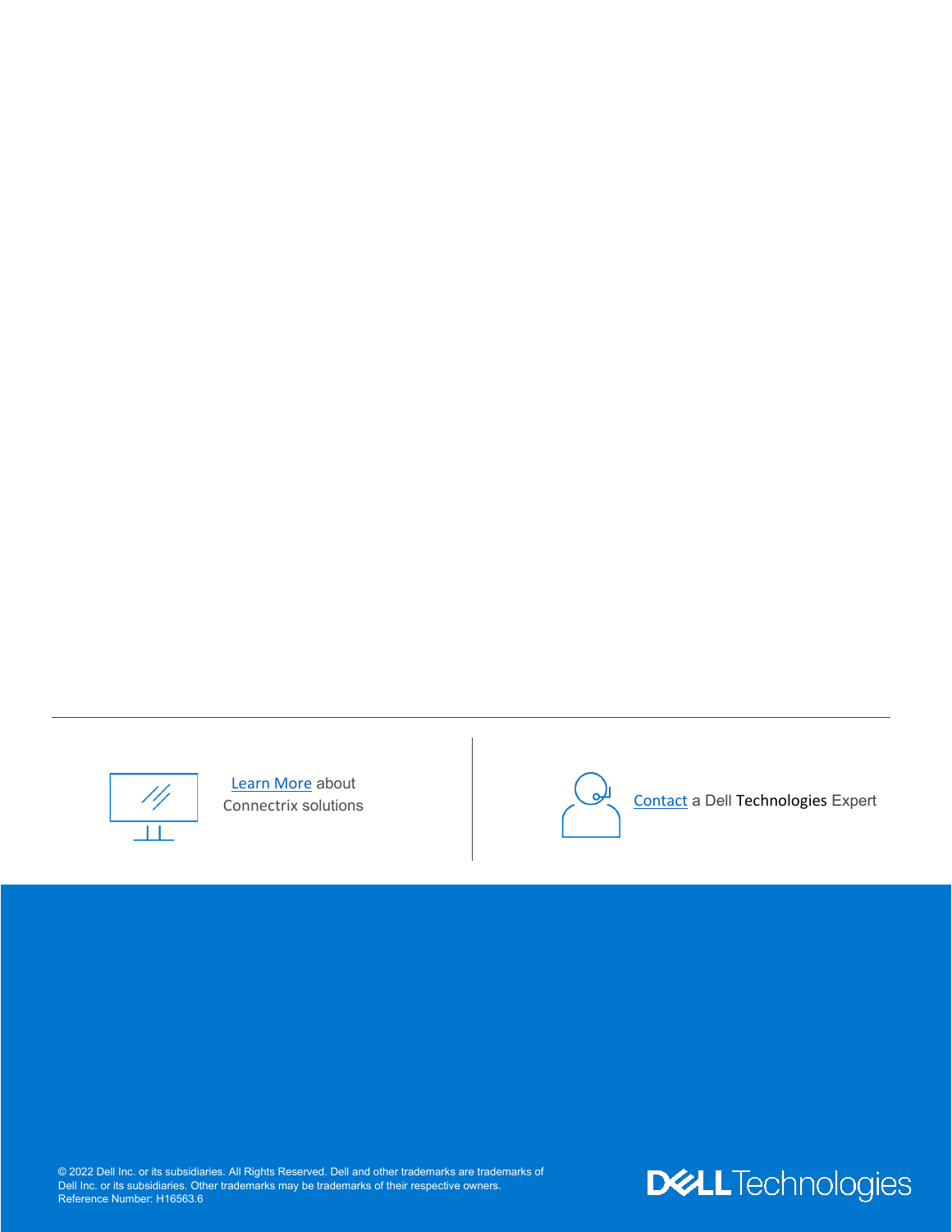Learn More about Connectrix solutions

Contact a Dell Technologies Expert

© 2022 Dell Inc. or its subsidiaries. All Rights Reserved. Dell and other trademarks are trademarks of Dell Inc. or its subsidiaries. Other trademarks may be trademarks of their respective owners.
Reference Number: H16563.6